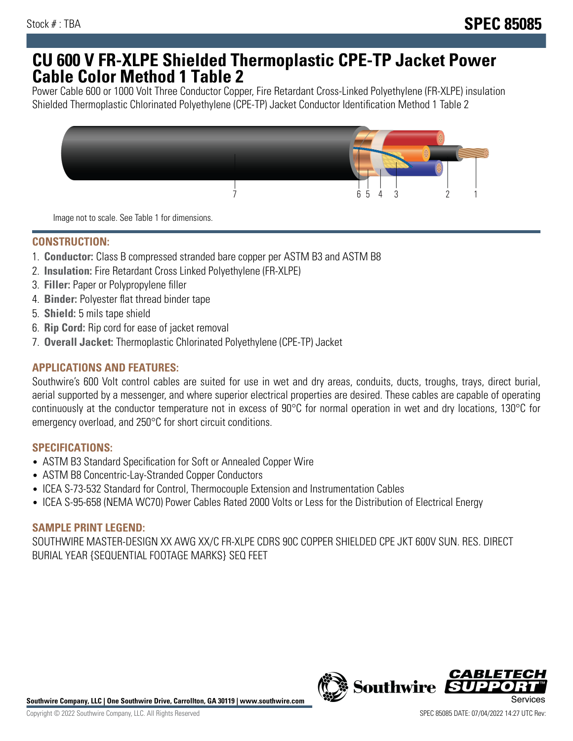Stock # : TBA

# SPEC 85085

# CU 600 V FR-XLPE Shielded Thermoplastic CPE-TP Jacket Power Cable Color Method 1 Table 2

Power Cable 600 or 1000 Volt Three Conductor Copper, Fire Retardant Cross-Linked Polyethylene (FR-XLPE) insulation Shielded Thermoplastic Chlorinated Polyethylene (CPE-TP) Jacket Conductor Identification Method 1 Table 2

Image not to scale. See Table 1 for dimensions.

## CONSTRUCTION:

1. **Conductor:** Class B compressed stranded bare copper per ASTM B3 and ASTM B8
2. **Insulation:** Fire Retardant Cross Linked Polyethylene (FR-XLPE)
3. **Filler:** Paper or Polypropylene filler
4. **Binder:** Polyester flat thread binder tape
5. **Shield:** 5 mils tape shield
6. **Rip Cord:** Rip cord for ease of jacket removal
7. **Overall Jacket:** Thermoplastic Chlorinated Polyethylene (CPE-TP) Jacket

## APPLICATIONS AND FEATURES:

Southwire's 600 Volt control cables are suited for use in wet and dry areas, conduits, ducts, troughs, trays, direct burial, aerial supported by a messenger, and where superior electrical properties are desired. These cables are capable of operating continuously at the conductor temperature not in excess of 90°C for normal operation in wet and dry locations, 130°C for emergency overload, and 250°C for short circuit conditions.

## SPECIFICATIONS:

- ASTM B3 Standard Specification for Soft or Annealed Copper Wire
- ASTM B8 Concentric-Lay-Stranded Copper Conductors
- ICEA S-73-532 Standard for Control, Thermocouple Extension and Instrumentation Cables
- ICEA S-95-658 (NEMA WC70) Power Cables Rated 2000 Volts or Less for the Distribution of Electrical Energy

## SAMPLE PRINT LEGEND:

SOUTHWIRE MASTER-DESIGN XX AWG XX/C FR-XLPE CDRS 90C COPPER SHIELDED CPE JKT 600V SUN. RES. DIRECT BURIAL YEAR {SEQUENTIAL FOOTAGE MARKS} SEQ FEET

**Southwire Company, LLC | One Southwire Drive, Carrollton, GA 30119 | www.southwire.com**

Copyright © 2022 Southwire Company, LLC. All Rights Reserved

SPEC 85085 DATE: 07/04/2022 14:27 UTC Rev: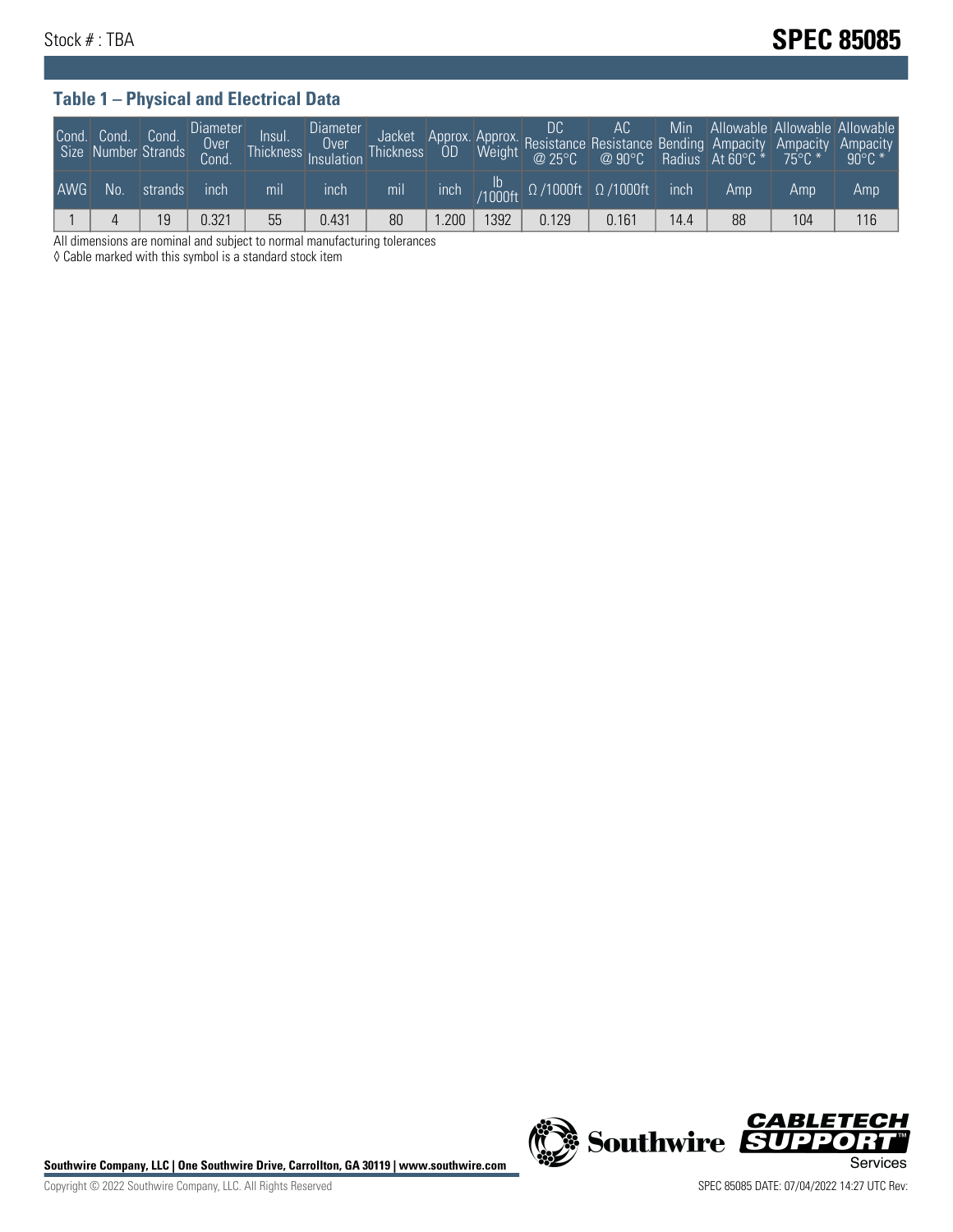Stock # : TBA

# SPEC 85085

### Table 1 – Physical and Electrical Data

| Cond. Size | Cond. Number | Cond. Strands | Diameter Over Cond. | Insul. Thickness | Diameter Over Insulation | Jacket Thickness | Approx. OD | Approx. Weight | DC Resistance @ 25°C | AC Resistance @ 90°C | Min Bending Radius | Allowable Ampacity At 60°C * | Allowable Ampacity 75°C * | Allowable Ampacity 90°C * |
|---|---|---|---|---|---|---|---|---|---|---|---|---|---|---|
| AWG | No. | strands | inch | mil | inch | mil | inch | lb /1000ft | Ω /1000ft | Ω /1000ft | inch | Amp | Amp | Amp |
| 1 | 4 | 19 | 0.321 | 55 | 0.431 | 80 | 1.200 | 1392 | 0.129 | 0.161 | 14.4 | 88 | 104 | 116 |

All dimensions are nominal and subject to normal manufacturing tolerances

◊ Cable marked with this symbol is a standard stock item

**Southwire Company, LLC | One Southwire Drive, Carrollton, GA 30119 | www.southwire.com**

Copyright © 2022 Southwire Company, LLC. All Rights Reserved

SPEC 85085 DATE: 07/04/2022 14:27 UTC Rev: